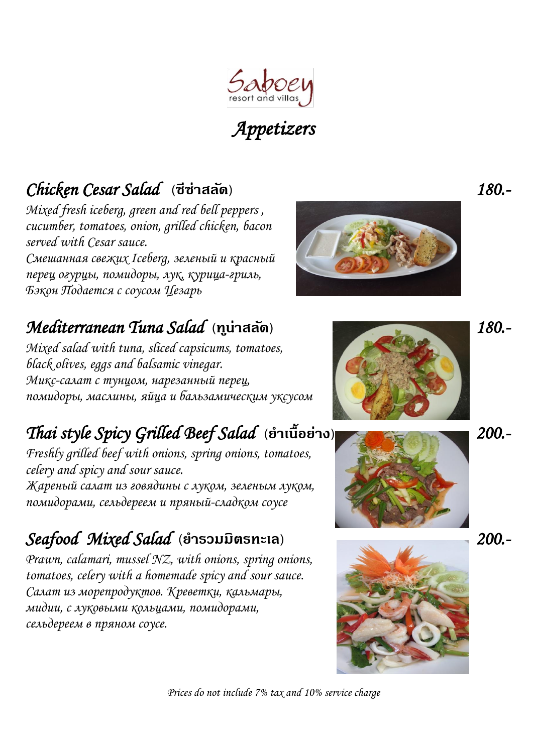Saboey
resort and villas

# Appetizers

## Chicken Cesar Salad (ซีซ่าสลัด) 180.-

*Mixed fresh iceberg, green and red bell peppers , cucumber, tomatoes, onion, grilled chicken, bacon served with Cesar sauce.*
*Смешанная свежих Iceberg, зеленый и красный перец огурцы, помидоры, лук, курица-гриль, Бэкон Подается с соусом Цезарь*

## Mediterranean Tuna Salad (ทูน่าสลัด) 180.-

*Mixed salad with tuna, sliced capsicums, tomatoes, black olives, eggs and balsamic vinegar.*
*Микс-салат с тунцом, нарезанный перец, помидоры, маслины, яйца и бальзамическим уксусом*

## Thai style Spicy Grilled Beef Salad (ยำเนื้อย่าง) 200.-

*Freshly grilled beef with onions, spring onions, tomatoes, celery and spicy and sour sauce.*
*Жареный салат из говядины с луком, зеленым луком, помидорами, сельдереем и пряный-сладком соусе*

## Seafood Mixed Salad (ยำรวมมิตรทะเล) 200.-

*Prawn, calamari, mussel NZ, with onions, spring onions, tomatoes, celery with a homemade spicy and sour sauce.*
*Салат из морепродуктов. Креветки, кальмары, мидии, с луковыми кольцами, помидорами, сельдереем в пряном соусе.*

*Prices do not include 7% tax and 10% service charge*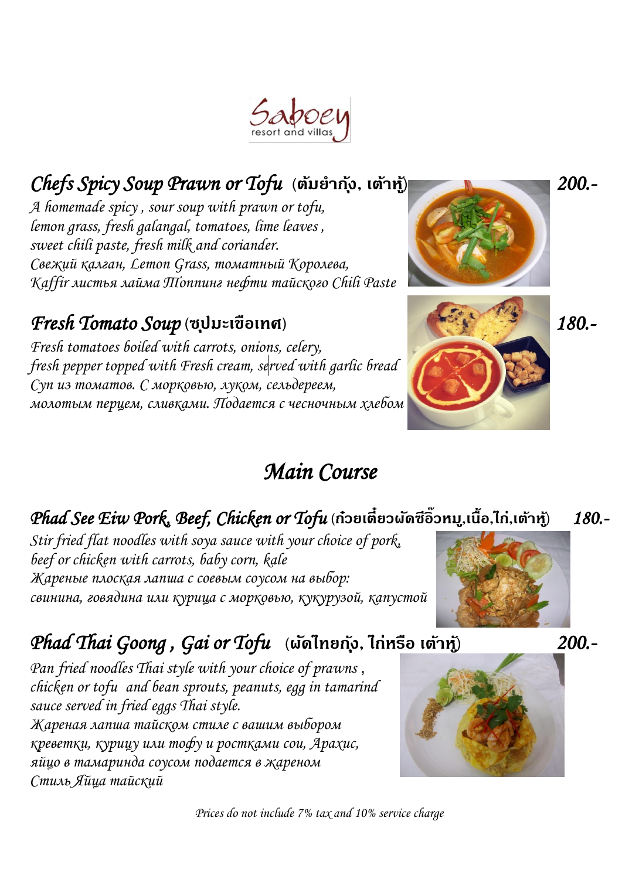Saboey resort and villas

## Chefs Spicy Soup Prawn or Tofu (ต้มยำกุ้ง, เต้าหู้) 200.-

*A homemade spicy , sour soup with prawn or tofu,
lemon grass, fresh galangal, tomatoes, lime leaves ,
sweet chili paste, fresh milk and coriander.
Свежий калган, Lemon Grass, томатный Королева,
Kaffir листья лайма Топпинг нефти тайского Chili Paste*

## Fresh Tomato Soup (ซุปมะเขือเทศ) 180.-

*Fresh tomatoes boiled with carrots, onions, celery,
fresh pepper topped with Fresh cream, served with garlic bread
Суп из томатов. С морковью, луком, сельдереем,
молотым перцем, сливками. Подается с чесночным хлебом*

# Main Course

## Phad See Eiw Pork, Beef, Chicken or Tofu (ก๋วยเตี๋ยวผัดซีอิ๊วหมู,เนื้อ,ไก่,เต้าหู้) 180.-

*Stir fried flat noodles with soya sauce with your choice of pork,
beef or chicken with carrots, baby corn, kale
Жареные плоская лапша с соевым соусом на выбор:
свинина, говядина или курица с морковью, кукурузой, капустой*

## Phad Thai Goong , Gai or Tofu (ผัดไทยกุ้ง, ไก่หรือ เต้าหู้) 200.-

*Pan fried noodles Thai style with your choice of prawns ,
chicken or tofu and bean sprouts, peanuts, egg in tamarind
sauce served in fried eggs Thai style.
Жареная лапша тайском стиле с вашим выбором
креветки, курицу или тофу и ростками сои, Арахис,
яйцо в тамаринда соусом подается в жареном
Стиль Яйца тайский*

*Prices do not include 7% tax and 10% service charge*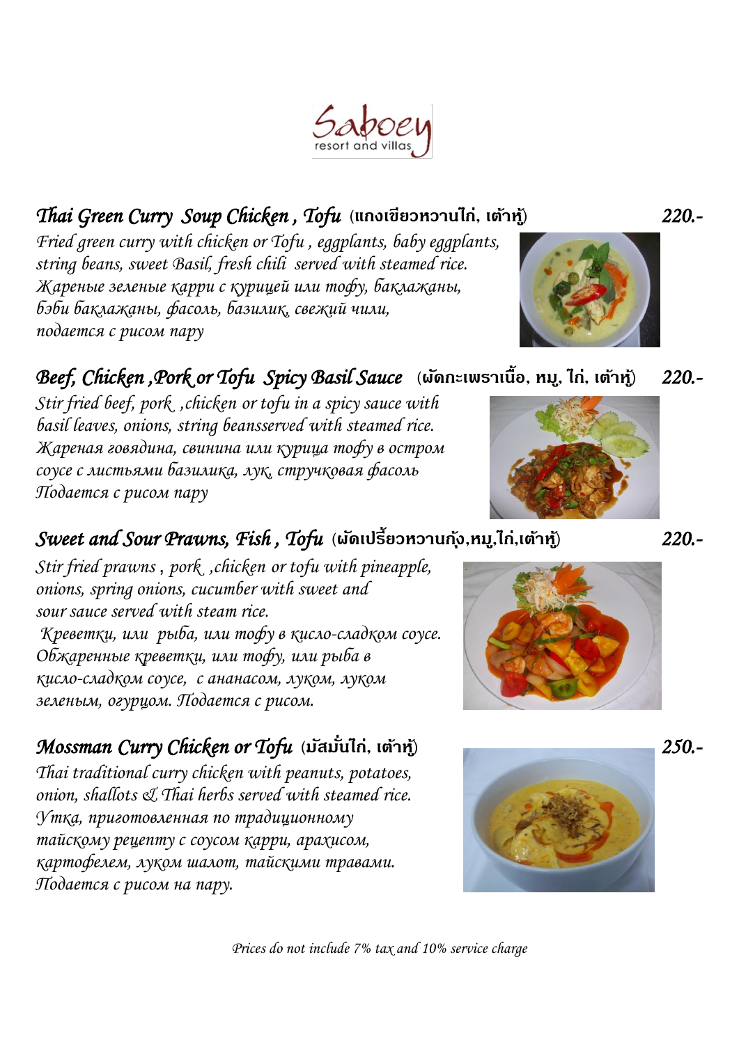# Saboey resort and villas

## *Thai Green Curry Soup Chicken , Tofu* (แกงเขียวหวานไก่, เต้าหู้) — *220.-*

*Fried green curry with chicken or Tofu , eggplants, baby eggplants, string beans, sweet Basil, fresh chili served with steamed rice.*
*Жареные зеленые карри с курицей или тофу, баклажаны, бэби баклажаны, фасоль, базилик, свежий чили, подается с рисом пару*

## *Beef, Chicken ,Pork or Tofu Spicy Basil Sauce* (ผัดกะเพราเนื้อ, หมู, ไก่, เต้าหู้) — *220.-*

*Stir fried beef, pork ,chicken or tofu in a spicy sauce with basil leaves, onions, string beansserved with steamed rice.*
*Жареная говядина, свинина или курица тофу в остром соусе с листьями базилика, лук, стручковая фасоль Подается с рисом пару*

## *Sweet and Sour Prawns, Fish , Tofu* (ผัดเปรี้ยวหวานกุ้ง,หมู,ไก่,เต้าหู้) — *220.-*

*Stir fried prawns , pork ,chicken or tofu with pineapple, onions, spring onions, cucumber with sweet and sour sauce served with steam rice.*
*Креветки, или рыба, или тофу в кисло-сладком соусе. Обжаренные креветки, или тофу, или рыба в кисло-сладком соусе, с ананасом, луком, луком зеленым, огурцом. Подается с рисом.*

## *Mossman Curry Chicken or Tofu* (มัสมั่นไก่, เต้าหู้) — *250.-*

*Thai traditional curry chicken with peanuts, potatoes, onion, shallots & Thai herbs served with steamed rice.*
*Утка, приготовленная по традиционному тайскому рецепту с соусом карри, арахисом, картофелем, луком шалот, тайскими травами. Подается с рисом на пару.*

*Prices do not include 7% tax and 10% service charge*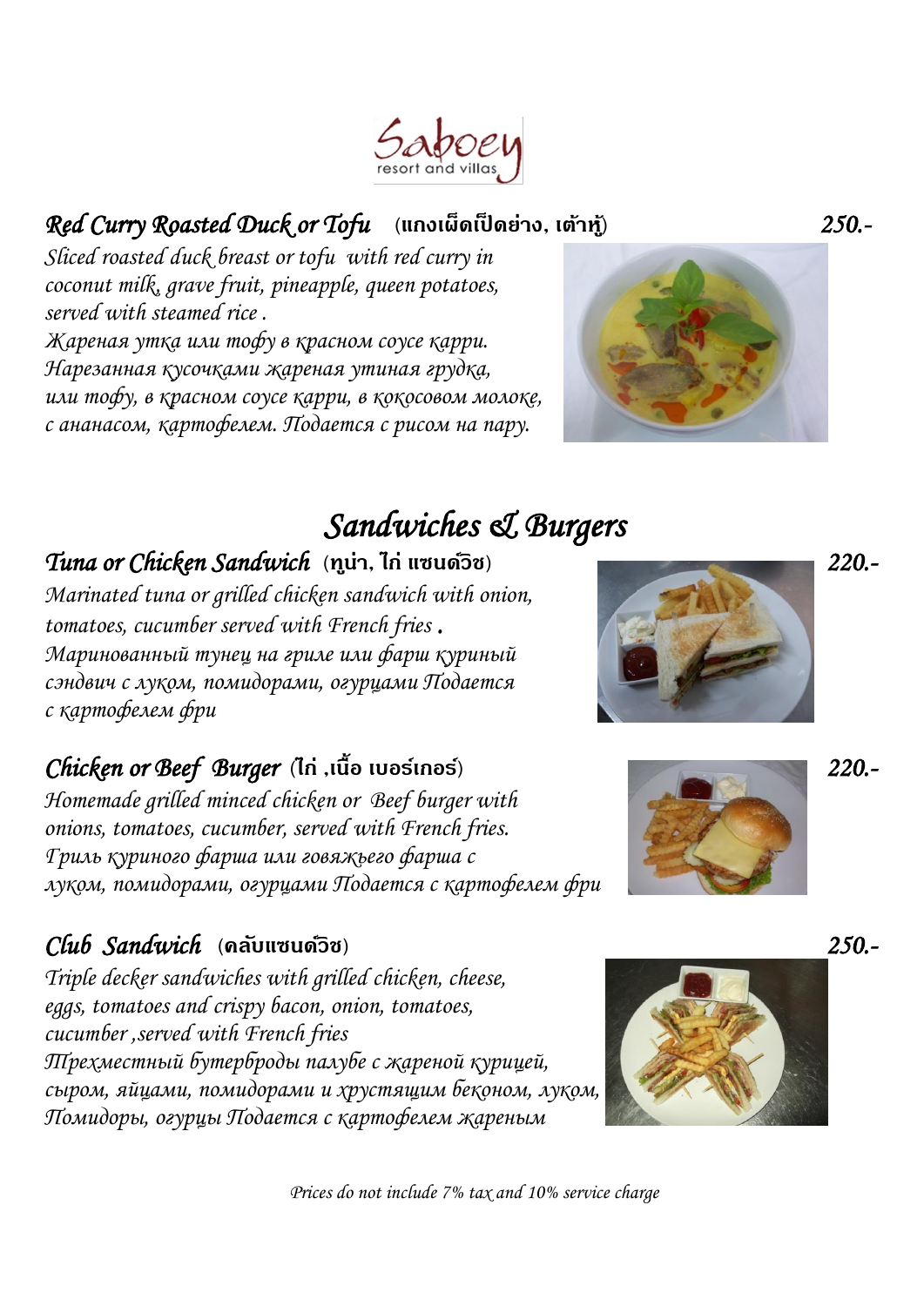Saboey resort and villas

### *Red Curry Roasted Duck or Tofu* (แกงเผ็ดเป็ดย่าง, เต้าหู้) *250.-*

*Sliced roasted duck breast or tofu with red curry in coconut milk, grave fruit, pineapple, queen potatoes, served with steamed rice .*

*Жареная утка или тофу в красном соусе карри. Нарезанная кусочками жареная утиная грудка, или тофу, в красном соусе карри, в кокосовом молоке, с ананасом, картофелем. Подается с рисом на пару.*

## *Sandwiches & Burgers*

### *Tuna or Chicken Sandwich* (ทูน่า, ไก่ แซนด์วิช) *220.-*

*Marinated tuna or grilled chicken sandwich with onion, tomatoes, cucumber served with French fries .*

*Маринованный тунец на гриле или фарш куриный сэндвич с луком, помидорами, огурцами Подается с картофелем фри*

### *Chicken or Beef Burger* (ไก่ ,เนื้อ เบอร์เกอร์) *220.-*

*Homemade grilled minced chicken or Beef burger with onions, tomatoes, cucumber, served with French fries.*

*Гриль куриного фарша или говяжьего фарша с луком, помидорами, огурцами Подается с картофелем фри*

### *Club Sandwich* (คลับแซนด์วิช) *250.-*

*Triple decker sandwiches with grilled chicken, cheese, eggs, tomatoes and crispy bacon, onion, tomatoes, cucumber ,served with French fries*

*Трехместный бутерброды палубе с жареной курицей, сыром, яйцами, помидорами и хрустящим беконом, луком, Помидоры, огурцы Подается с картофелем жареным*

*Prices do not include 7% tax and 10% service charge*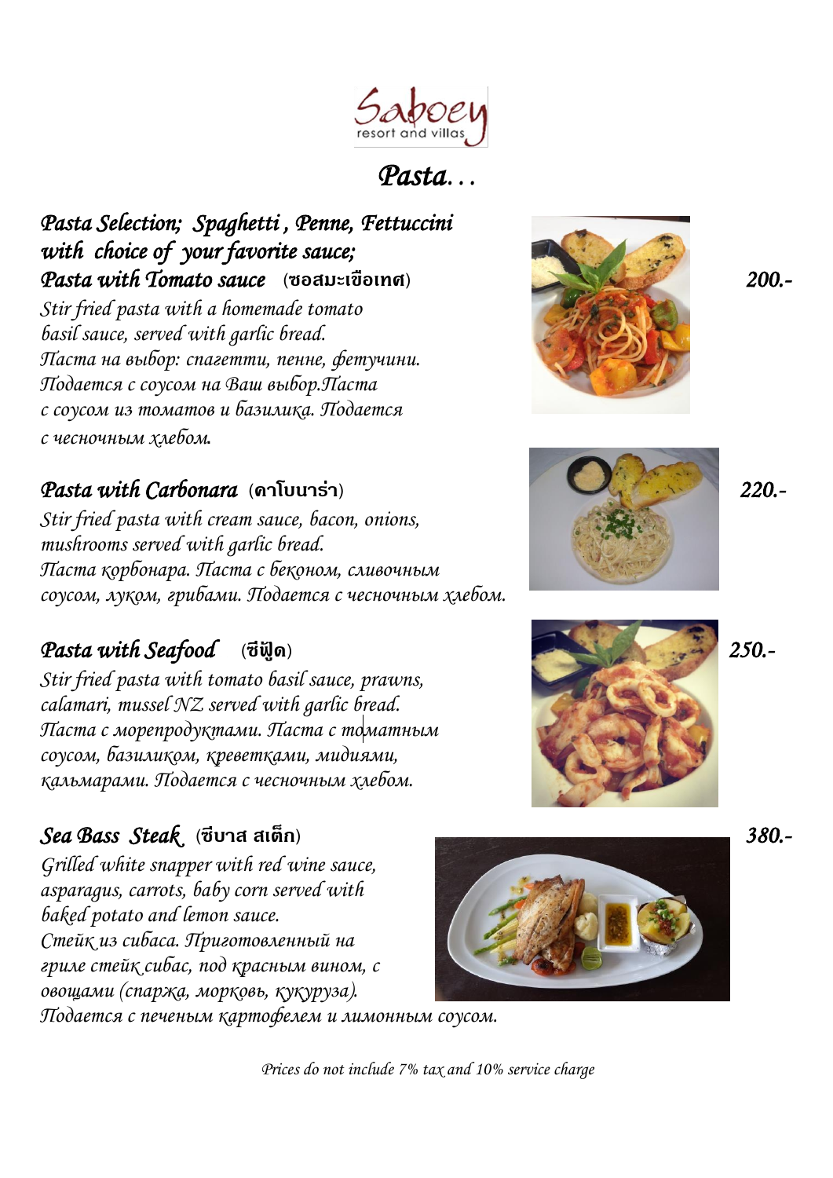# Saboey resort and villas

## Pasta…

### Pasta Selection; Spaghetti , Penne, Fettuccini with choice of your favorite sauce;

### Pasta with Tomato sauce (ซอสมะเขือเทศ) — 200.-

*Stir fried pasta with a homemade tomato basil sauce, served with garlic bread.*
*Паста на выбор: спагетти, пенне, фетучини. Подается с соусом на Ваш выбор.Паста с соусом из томатов и базилика. Подается с чесночным хлебом.*

### Pasta with Carbonara (คาโบนาร่า) — 220.-

*Stir fried pasta with cream sauce, bacon, onions, mushrooms served with garlic bread.*
*Паста корбонара. Паста с беконом, сливочным соусом, луком, грибами. Подается с чесночным хлебом.*

### Pasta with Seafood (ซีฟู้ด) — 250.-

*Stir fried pasta with tomato basil sauce, prawns, calamari, mussel NZ served with garlic bread.*
*Паста с морепродуктами. Паста с томатным соусом, базиликом, креветками, мидиями, кальмарами. Подается с чесночным хлебом.*

### Sea Bass Steak (ซีบาส สเต็ก) — 380.-

*Grilled white snapper with red wine sauce, asparagus, carrots, baby corn served with baked potato and lemon sauce.*
*Стейк из сибаса. Приготовленный на гриле стейк сибас, под красным вином, с овощами (спаржа, морковь, кукуруза). Подается с печеным картофелем и лимонным соусом.*

*Prices do not include 7% tax and 10% service charge*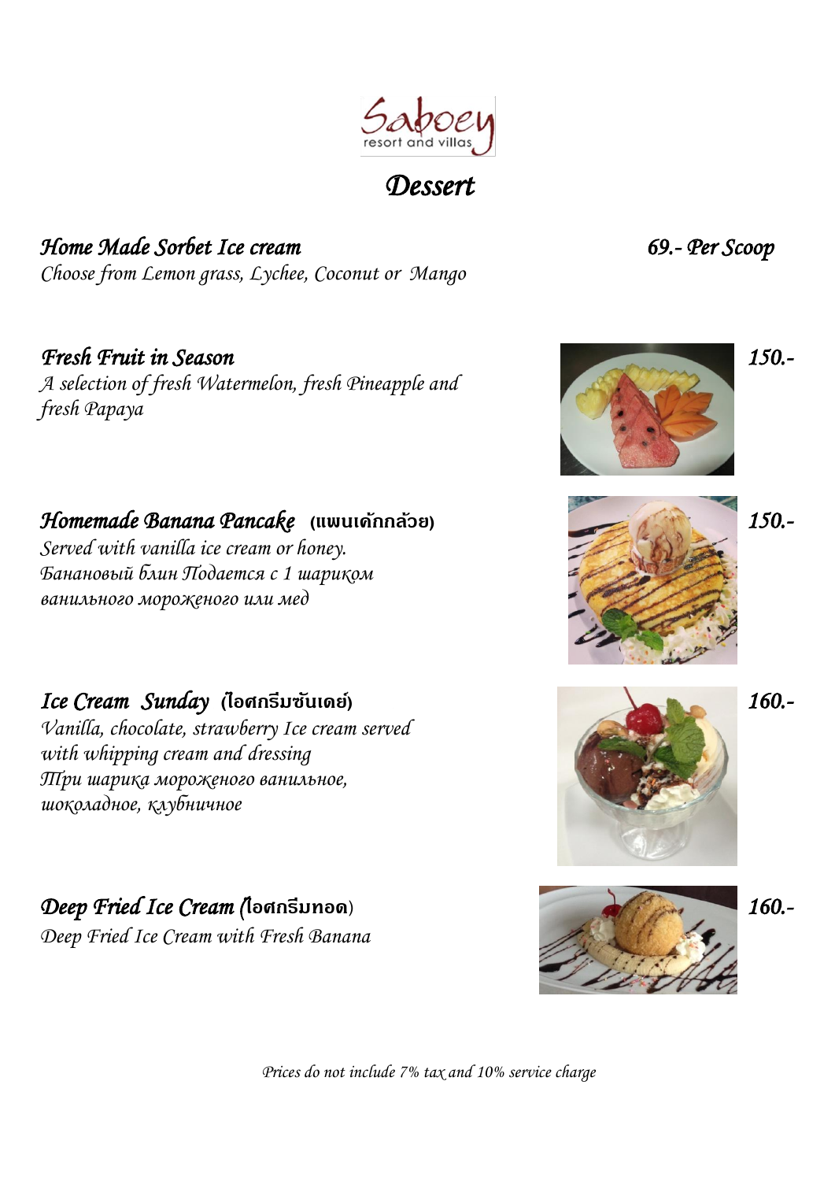Saboey resort and villas

# Dessert

### Home Made Sorbet Ice cream — 69.- Per Scoop

*Choose from Lemon grass, Lychee, Coconut or Mango*

### Fresh Fruit in Season — 150.-

*A selection of fresh Watermelon, fresh Pineapple and fresh Papaya*

### Homemade Banana Pancake (แพนเค้กกล้วย) — 150.-

*Served with vanilla ice cream or honey.*
*Банановый блин Подается с 1 шариком ванильного мороженого или мед*

### Ice Cream Sunday (ไอศกรีมซันเดย์) — 160.-

*Vanilla, chocolate, strawberry Ice cream served with whipping cream and dressing*
*Три шарика мороженого ванильное, шоколадное, клубничное*

### Deep Fried Ice Cream (ไอศกรีมทอด) — 160.-

*Deep Fried Ice Cream with Fresh Banana*

*Prices do not include 7% tax and 10% service charge*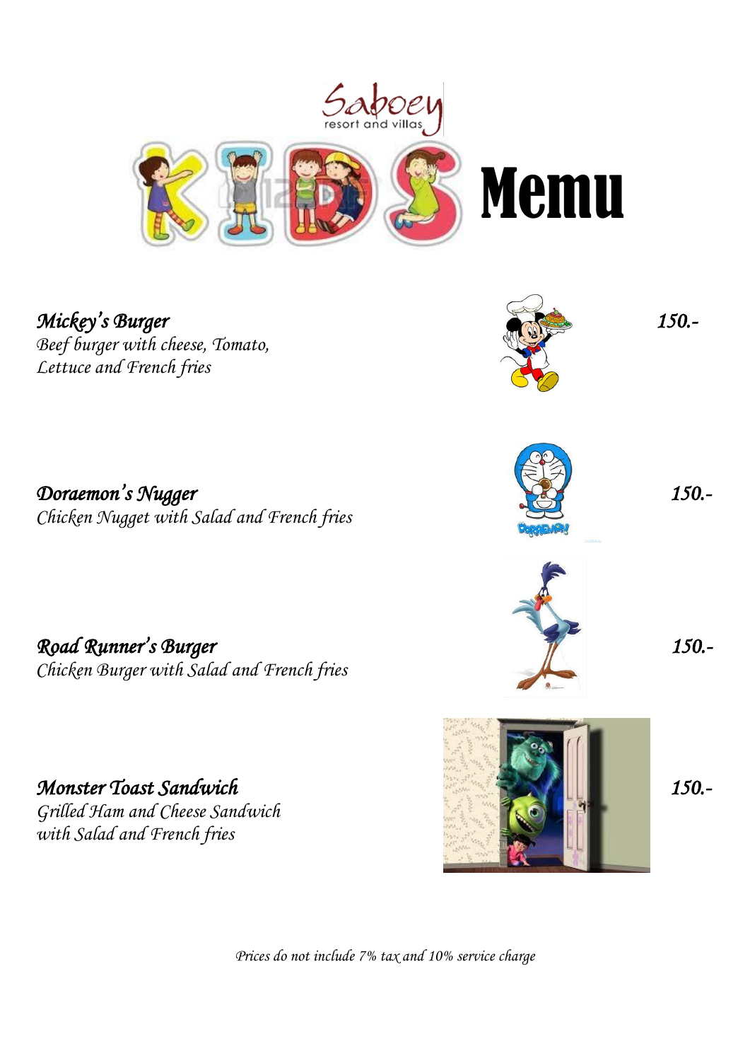Saboey resort and villas

# KIDS Memu

**_Mickey's Burger_** — 150.-
*Beef burger with cheese, Tomato, Lettuce and French fries*

**_Doraemon's Nugger_** — 150.-
*Chicken Nugget with Salad and French fries*

**_Road Runner's Burger_** — 150.-
*Chicken Burger with Salad and French fries*

**_Monster Toast Sandwich_** — 150.-
*Grilled Ham and Cheese Sandwich with Salad and French fries*

*Prices do not include 7% tax and 10% service charge*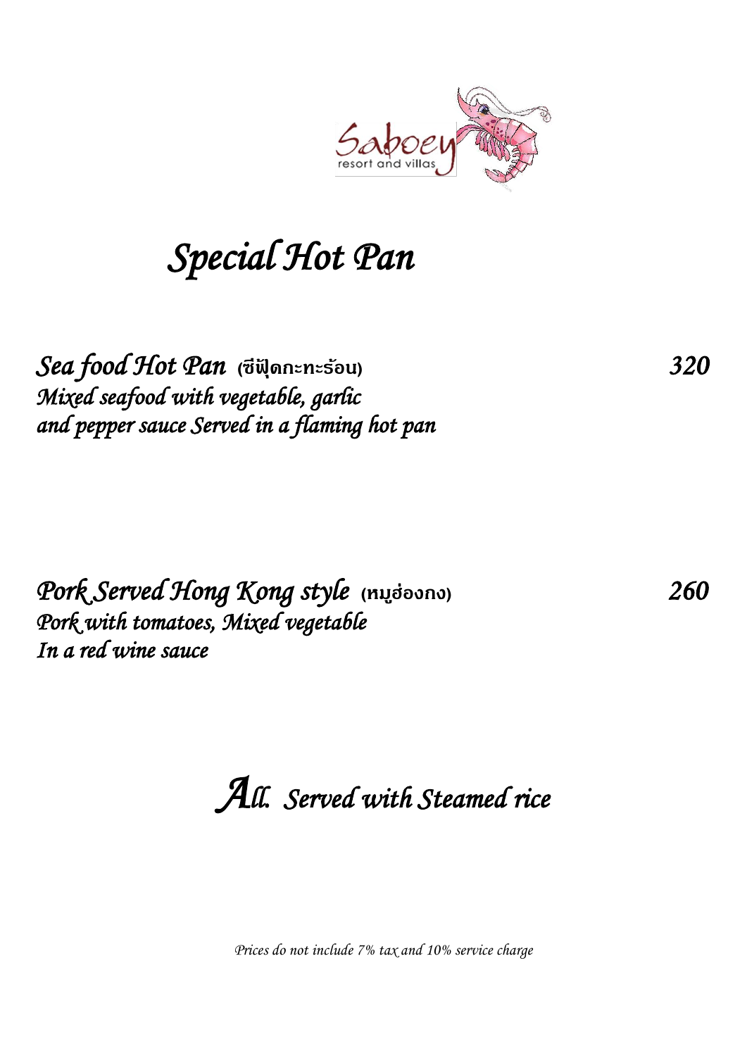Saboey
resort and villas

# Special Hot Pan

**Sea food Hot Pan** (ซีฟู้ดกะทะร้อน) **320**
*Mixed seafood with vegetable, garlic*
*and pepper sauce Served in a flaming hot pan*

**Pork Served Hong Kong style** (หมูฮ่องกง) **260**
*Pork with tomatoes, Mixed vegetable*
*In a red wine sauce*

## All. Served with Steamed rice

*Prices do not include 7% tax and 10% service charge*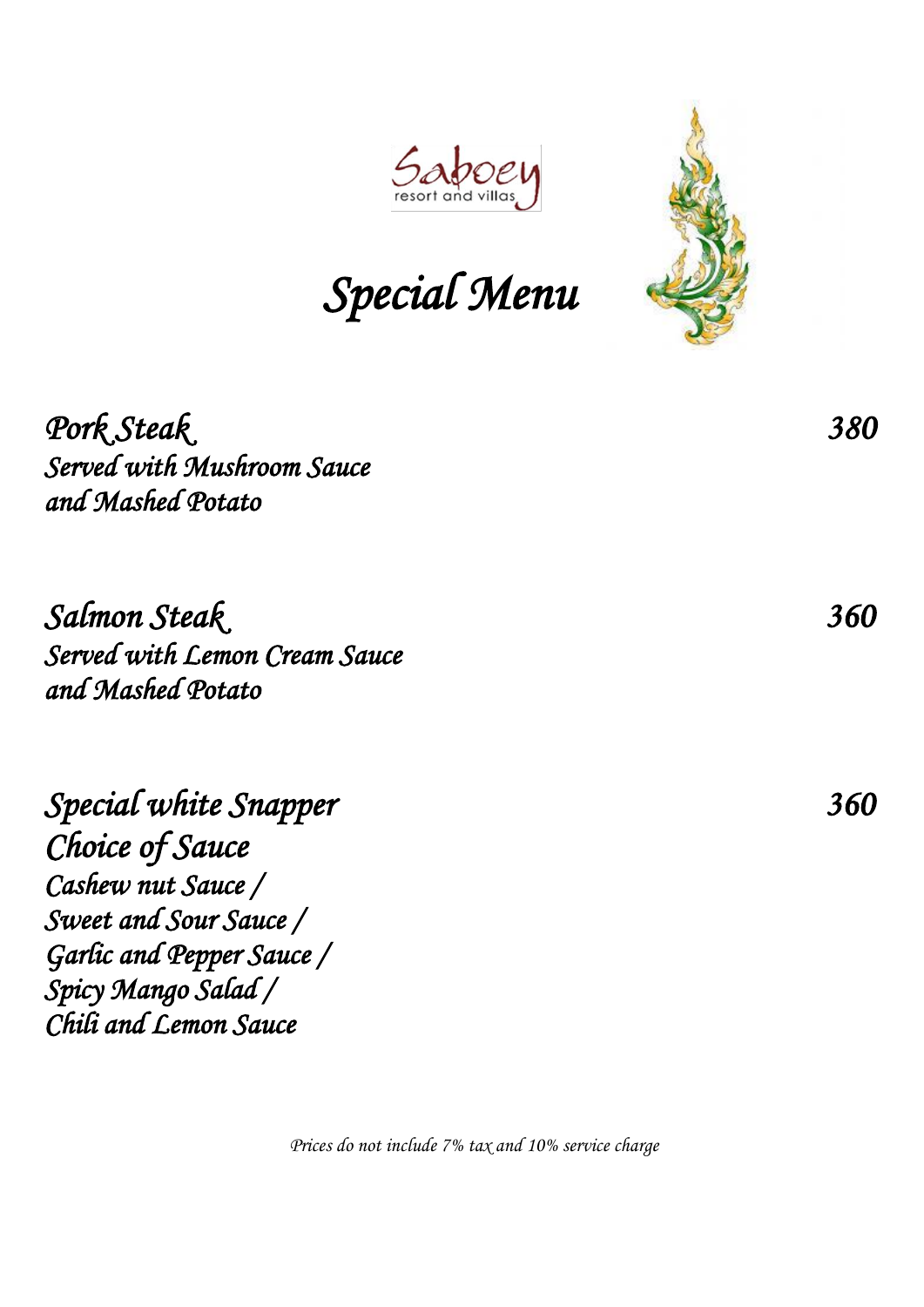Saboey
resort and villas

# Special Menu

**Pork Steak** — 380
Served with Mushroom Sauce
and Mashed Potato

**Salmon Steak** — 360
Served with Lemon Cream Sauce
and Mashed Potato

**Special white Snapper** — 360
Choice of Sauce
Cashew nut Sauce /
Sweet and Sour Sauce /
Garlic and Pepper Sauce /
Spicy Mango Salad /
Chili and Lemon Sauce

*Prices do not include 7% tax and 10% service charge*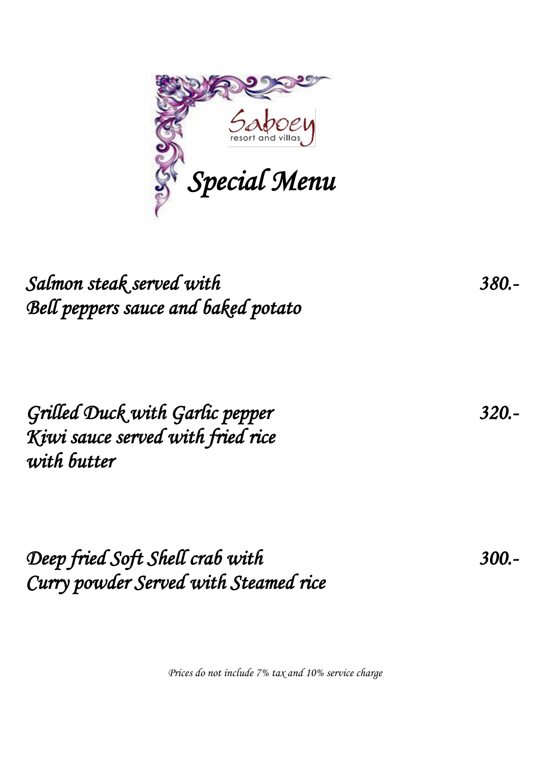Saboey
resort and villas

# Special Menu

| Dish | Price |
| --- | --- |
| Salmon steak served with Bell peppers sauce and baked potato | 380.- |
| Grilled Duck with Garlic pepper Kiwi sauce served with fried rice with butter | 320.- |
| Deep fried Soft Shell crab with Curry powder Served with Steamed rice | 300.- |

*Prices do not include 7% tax and 10% service charge*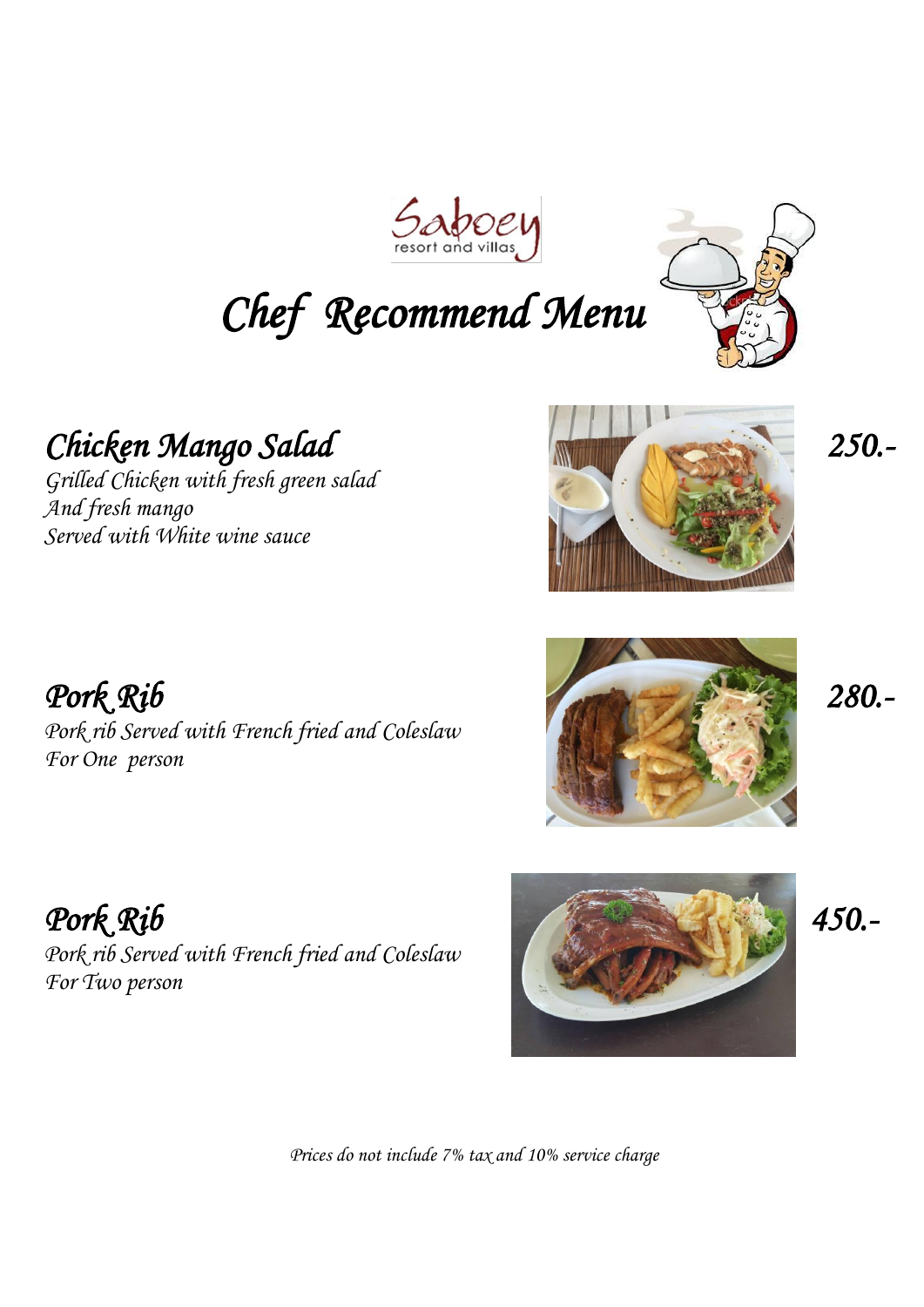Saboey
resort and villas

# Chef Recommend Menu

## Chicken Mango Salad

*Grilled Chicken with fresh green salad*
*And fresh mango*
*Served with White wine sauce*

**250.-**

## Pork Rib

*Pork rib Served with French fried and Coleslaw*
*For One person*

**280.-**

## Pork Rib

*Pork rib Served with French fried and Coleslaw*
*For Two person*

**450.-**

*Prices do not include 7% tax and 10% service charge*